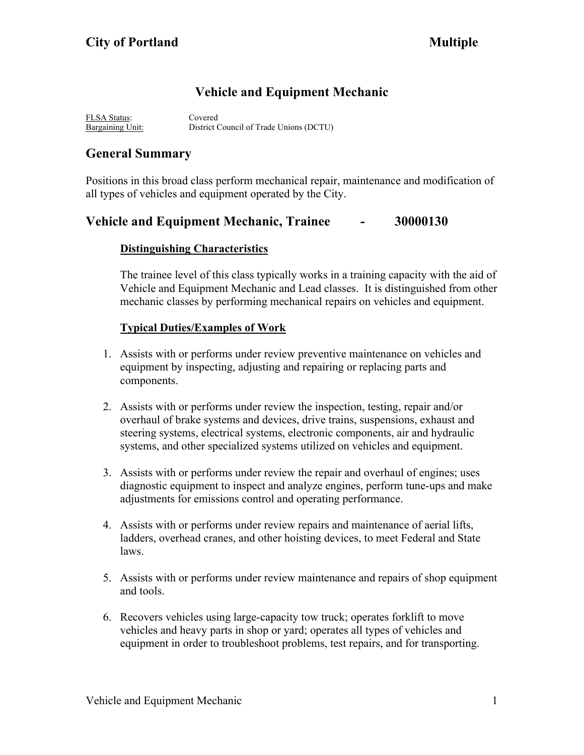# Vehicle and Equipment Mechanic

FLSA Status: Covered
Bargaining Unit: District Council of Trade Unions (DCTU)

## General Summary

Positions in this broad class perform mechanical repair, maintenance and modification of all types of vehicles and equipment operated by the City.

## Vehicle and Equipment Mechanic, Trainee - 30000130

### Distinguishing Characteristics

The trainee level of this class typically works in a training capacity with the aid of Vehicle and Equipment Mechanic and Lead classes. It is distinguished from other mechanic classes by performing mechanical repairs on vehicles and equipment.

### Typical Duties/Examples of Work

1. Assists with or performs under review preventive maintenance on vehicles and equipment by inspecting, adjusting and repairing or replacing parts and components.

2. Assists with or performs under review the inspection, testing, repair and/or overhaul of brake systems and devices, drive trains, suspensions, exhaust and steering systems, electrical systems, electronic components, air and hydraulic systems, and other specialized systems utilized on vehicles and equipment.

3. Assists with or performs under review the repair and overhaul of engines; uses diagnostic equipment to inspect and analyze engines, perform tune-ups and make adjustments for emissions control and operating performance.

4. Assists with or performs under review repairs and maintenance of aerial lifts, ladders, overhead cranes, and other hoisting devices, to meet Federal and State laws.

5. Assists with or performs under review maintenance and repairs of shop equipment and tools.

6. Recovers vehicles using large-capacity tow truck; operates forklift to move vehicles and heavy parts in shop or yard; operates all types of vehicles and equipment in order to troubleshoot problems, test repairs, and for transporting.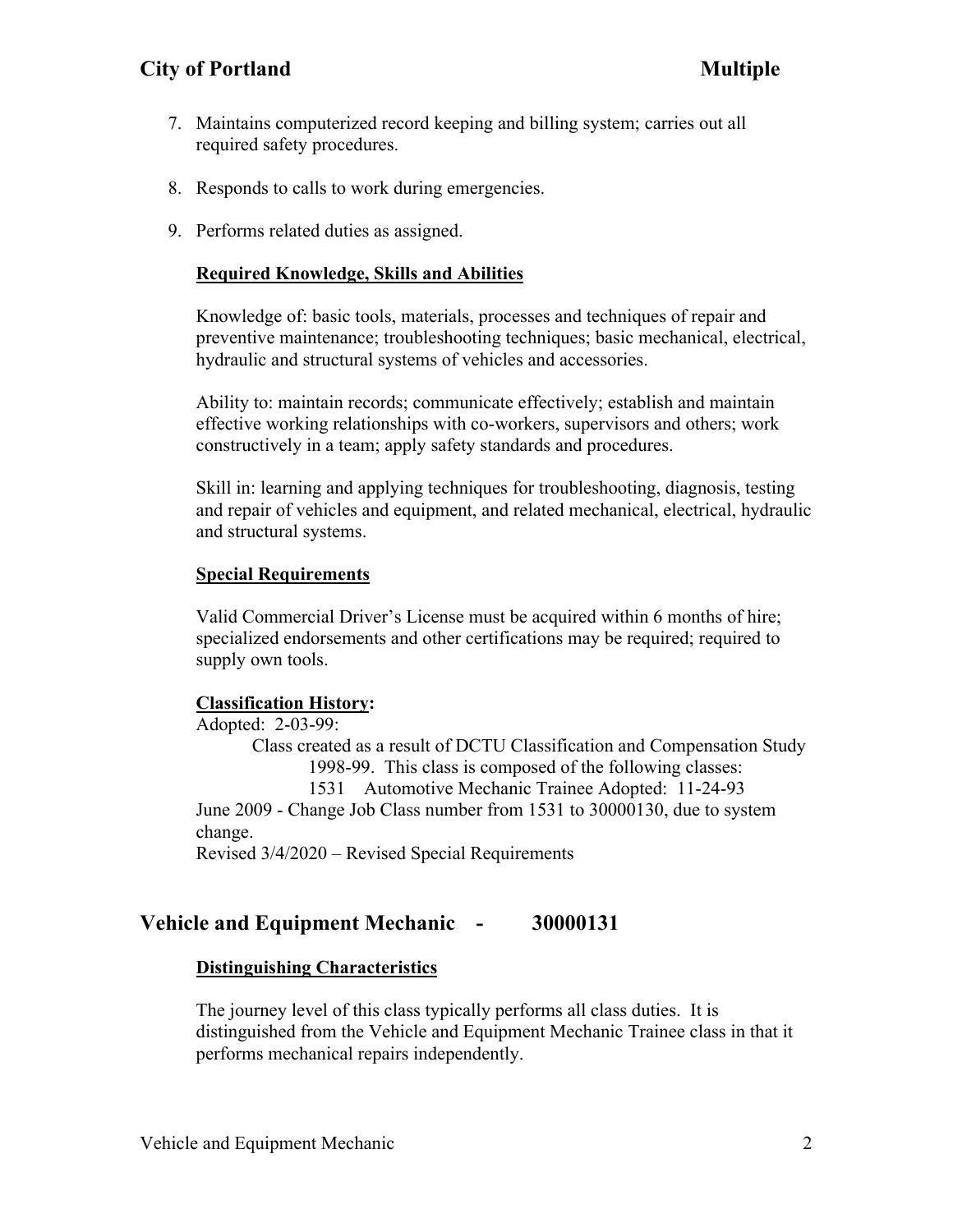7. Maintains computerized record keeping and billing system; carries out all required safety procedures.

8. Responds to calls to work during emergencies.

9. Performs related duties as assigned.

**Required Knowledge, Skills and Abilities**

Knowledge of: basic tools, materials, processes and techniques of repair and preventive maintenance; troubleshooting techniques; basic mechanical, electrical, hydraulic and structural systems of vehicles and accessories.

Ability to: maintain records; communicate effectively; establish and maintain effective working relationships with co-workers, supervisors and others; work constructively in a team; apply safety standards and procedures.

Skill in: learning and applying techniques for troubleshooting, diagnosis, testing and repair of vehicles and equipment, and related mechanical, electrical, hydraulic and structural systems.

**Special Requirements**

Valid Commercial Driver's License must be acquired within 6 months of hire; specialized endorsements and other certifications may be required; required to supply own tools.

**Classification History:**

Adopted: 2-03-99:
Class created as a result of DCTU Classification and Compensation Study 1998-99. This class is composed of the following classes:
1531 Automotive Mechanic Trainee Adopted: 11-24-93
June 2009 - Change Job Class number from 1531 to 30000130, due to system change.
Revised 3/4/2020 – Revised Special Requirements

## Vehicle and Equipment Mechanic - 30000131

**Distinguishing Characteristics**

The journey level of this class typically performs all class duties. It is distinguished from the Vehicle and Equipment Mechanic Trainee class in that it performs mechanical repairs independently.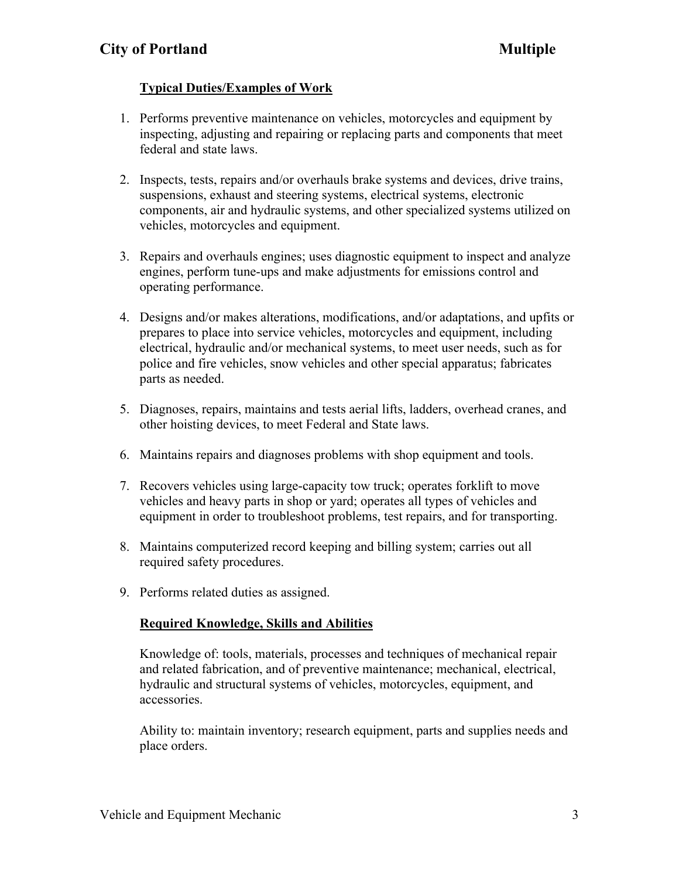## Typical Duties/Examples of Work

1. Performs preventive maintenance on vehicles, motorcycles and equipment by inspecting, adjusting and repairing or replacing parts and components that meet federal and state laws.

2. Inspects, tests, repairs and/or overhauls brake systems and devices, drive trains, suspensions, exhaust and steering systems, electrical systems, electronic components, air and hydraulic systems, and other specialized systems utilized on vehicles, motorcycles and equipment.

3. Repairs and overhauls engines; uses diagnostic equipment to inspect and analyze engines, perform tune-ups and make adjustments for emissions control and operating performance.

4. Designs and/or makes alterations, modifications, and/or adaptations, and upfits or prepares to place into service vehicles, motorcycles and equipment, including electrical, hydraulic and/or mechanical systems, to meet user needs, such as for police and fire vehicles, snow vehicles and other special apparatus; fabricates parts as needed.

5. Diagnoses, repairs, maintains and tests aerial lifts, ladders, overhead cranes, and other hoisting devices, to meet Federal and State laws.

6. Maintains repairs and diagnoses problems with shop equipment and tools.

7. Recovers vehicles using large-capacity tow truck; operates forklift to move vehicles and heavy parts in shop or yard; operates all types of vehicles and equipment in order to troubleshoot problems, test repairs, and for transporting.

8. Maintains computerized record keeping and billing system; carries out all required safety procedures.

9. Performs related duties as assigned.

## Required Knowledge, Skills and Abilities

Knowledge of: tools, materials, processes and techniques of mechanical repair and related fabrication, and of preventive maintenance; mechanical, electrical, hydraulic and structural systems of vehicles, motorcycles, equipment, and accessories.

Ability to: maintain inventory; research equipment, parts and supplies needs and place orders.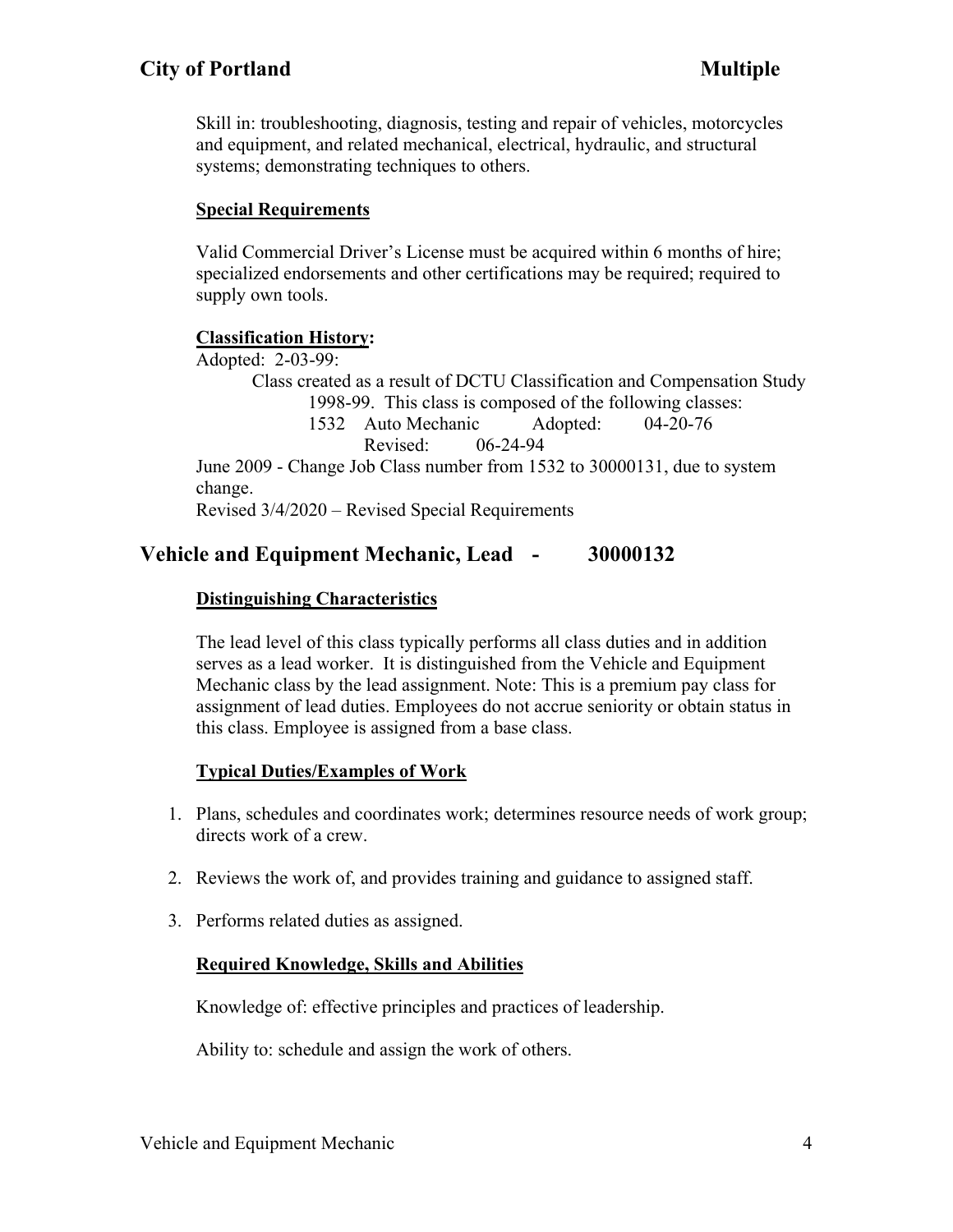Skill in: troubleshooting, diagnosis, testing and repair of vehicles, motorcycles and equipment, and related mechanical, electrical, hydraulic, and structural systems; demonstrating techniques to others.

**Special Requirements**

Valid Commercial Driver's License must be acquired within 6 months of hire; specialized endorsements and other certifications may be required; required to supply own tools.

**Classification History:**

Adopted: 2-03-99:

Class created as a result of DCTU Classification and Compensation Study 1998-99. This class is composed of the following classes:

1532 Auto Mechanic Adopted: 04-20-76
Revised: 06-24-94

June 2009 - Change Job Class number from 1532 to 30000131, due to system change.

Revised 3/4/2020 – Revised Special Requirements

## Vehicle and Equipment Mechanic, Lead - 30000132

**Distinguishing Characteristics**

The lead level of this class typically performs all class duties and in addition serves as a lead worker. It is distinguished from the Vehicle and Equipment Mechanic class by the lead assignment. Note: This is a premium pay class for assignment of lead duties. Employees do not accrue seniority or obtain status in this class. Employee is assigned from a base class.

**Typical Duties/Examples of Work**

1. Plans, schedules and coordinates work; determines resource needs of work group; directs work of a crew.
2. Reviews the work of, and provides training and guidance to assigned staff.
3. Performs related duties as assigned.

**Required Knowledge, Skills and Abilities**

Knowledge of: effective principles and practices of leadership.

Ability to: schedule and assign the work of others.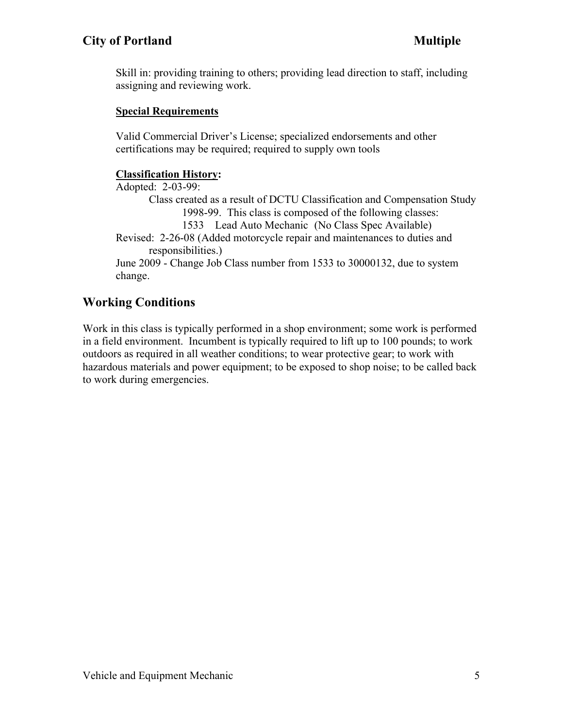Skill in: providing training to others; providing lead direction to staff, including assigning and reviewing work.

**Special Requirements**

Valid Commercial Driver's License; specialized endorsements and other certifications may be required; required to supply own tools

**Classification History:**

Adopted: 2-03-99:

Class created as a result of DCTU Classification and Compensation Study 1998-99. This class is composed of the following classes:

1533 Lead Auto Mechanic (No Class Spec Available)

Revised: 2-26-08 (Added motorcycle repair and maintenances to duties and responsibilities.)

June 2009 - Change Job Class number from 1533 to 30000132, due to system change.

## Working Conditions

Work in this class is typically performed in a shop environment; some work is performed in a field environment. Incumbent is typically required to lift up to 100 pounds; to work outdoors as required in all weather conditions; to wear protective gear; to work with hazardous materials and power equipment; to be exposed to shop noise; to be called back to work during emergencies.